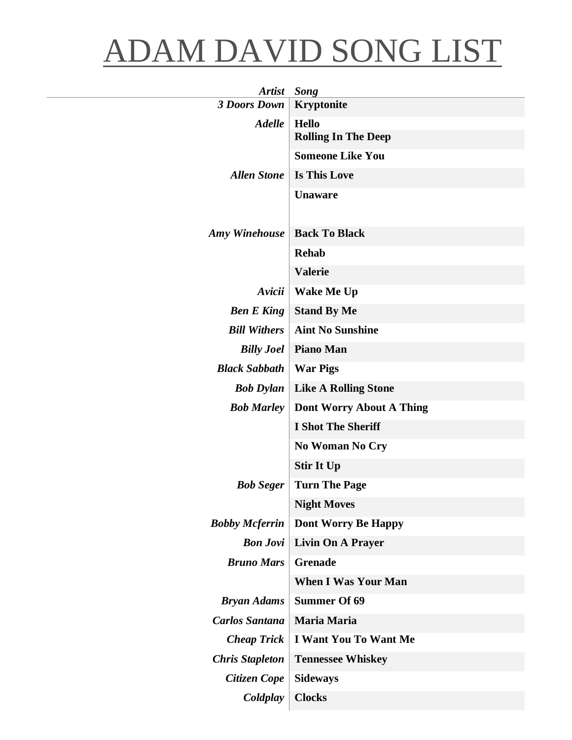# ADAM DAVID SONG LIST

| *Artist* | *Song* |
|---:|---|
| ***3 Doors Down*** | **Kryptonite** |
| ***Adelle*** | **Hello** |
| | **Rolling In The Deep** |
| | **Someone Like You** |
| ***Allen Stone*** | **Is This Love** |
| | **Unaware** |
| | |
| ***Amy Winehouse*** | **Back To Black** |
| | **Rehab** |
| | **Valerie** |
| ***Avicii*** | **Wake Me Up** |
| ***Ben E King*** | **Stand By Me** |
| ***Bill Withers*** | **Aint No Sunshine** |
| ***Billy Joel*** | **Piano Man** |
| ***Black Sabbath*** | **War Pigs** |
| ***Bob Dylan*** | **Like A Rolling Stone** |
| ***Bob Marley*** | **Dont Worry About A Thing** |
| | **I Shot The Sheriff** |
| | **No Woman No Cry** |
| | **Stir It Up** |
| ***Bob Seger*** | **Turn The Page** |
| | **Night Moves** |
| ***Bobby Mcferrin*** | **Dont Worry Be Happy** |
| ***Bon Jovi*** | **Livin On A Prayer** |
| ***Bruno Mars*** | **Grenade** |
| | **When I Was Your Man** |
| ***Bryan Adams*** | **Summer Of 69** |
| ***Carlos Santana*** | **Maria Maria** |
| ***Cheap Trick*** | **I Want You To Want Me** |
| ***Chris Stapleton*** | **Tennessee Whiskey** |
| ***Citizen Cope*** | **Sideways** |
| ***Coldplay*** | **Clocks** |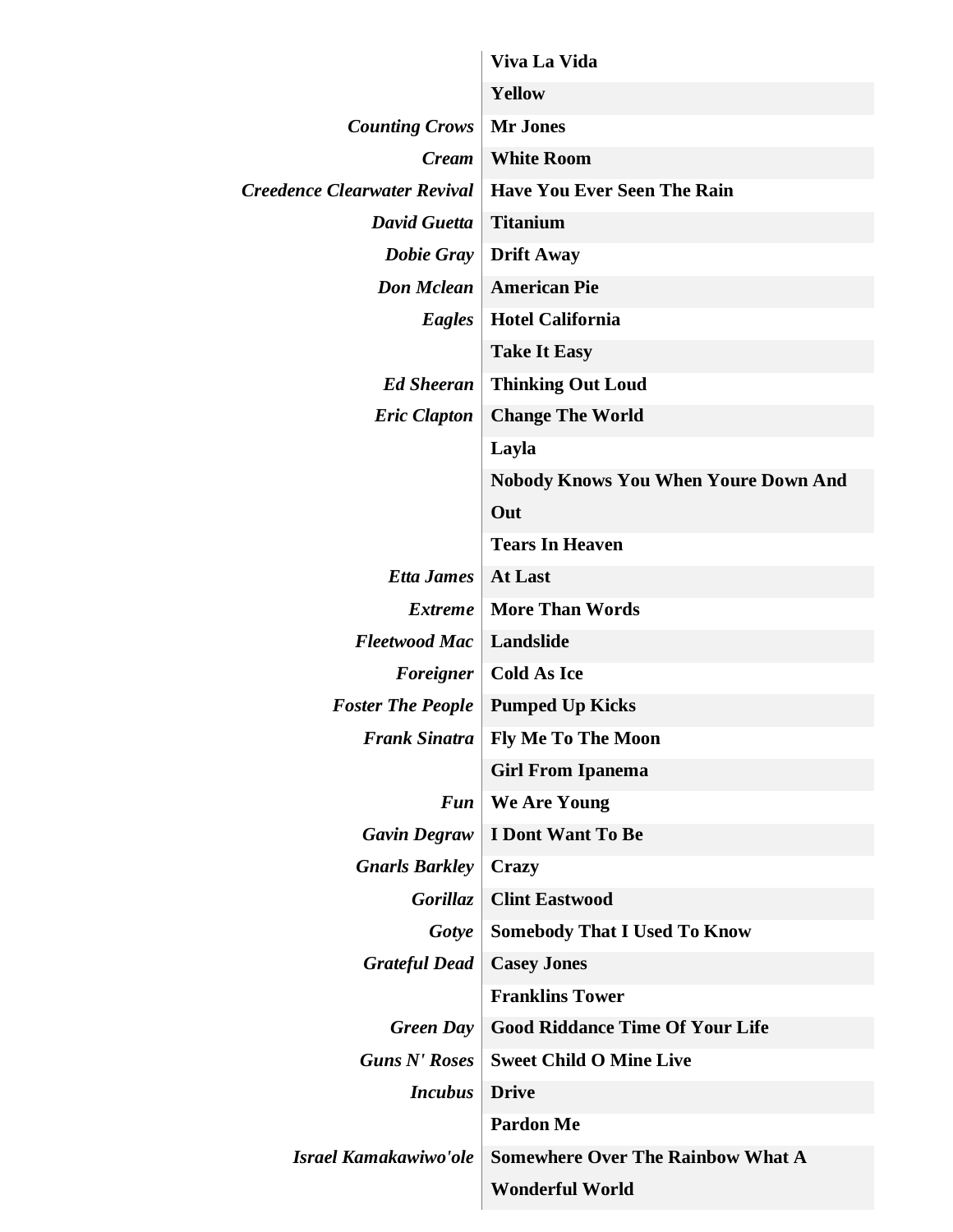| | |
|---|---|
| | **Viva La Vida** |
| | **Yellow** |
| *Counting Crows* | **Mr Jones** |
| *Cream* | **White Room** |
| *Creedence Clearwater Revival* | **Have You Ever Seen The Rain** |
| *David Guetta* | **Titanium** |
| *Dobie Gray* | **Drift Away** |
| *Don Mclean* | **American Pie** |
| *Eagles* | **Hotel California** |
| | **Take It Easy** |
| *Ed Sheeran* | **Thinking Out Loud** |
| *Eric Clapton* | **Change The World** |
| | **Layla** |
| | **Nobody Knows You When Youre Down And Out** |
| | **Tears In Heaven** |
| *Etta James* | **At Last** |
| *Extreme* | **More Than Words** |
| *Fleetwood Mac* | **Landslide** |
| *Foreigner* | **Cold As Ice** |
| *Foster The People* | **Pumped Up Kicks** |
| *Frank Sinatra* | **Fly Me To The Moon** |
| | **Girl From Ipanema** |
| *Fun* | **We Are Young** |
| *Gavin Degraw* | **I Dont Want To Be** |
| *Gnarls Barkley* | **Crazy** |
| *Gorillaz* | **Clint Eastwood** |
| *Gotye* | **Somebody That I Used To Know** |
| *Grateful Dead* | **Casey Jones** |
| | **Franklins Tower** |
| *Green Day* | **Good Riddance Time Of Your Life** |
| *Guns N' Roses* | **Sweet Child O Mine Live** |
| *Incubus* | **Drive** |
| | **Pardon Me** |
| *Israel Kamakawiwo'ole* | **Somewhere Over The Rainbow What A Wonderful World** |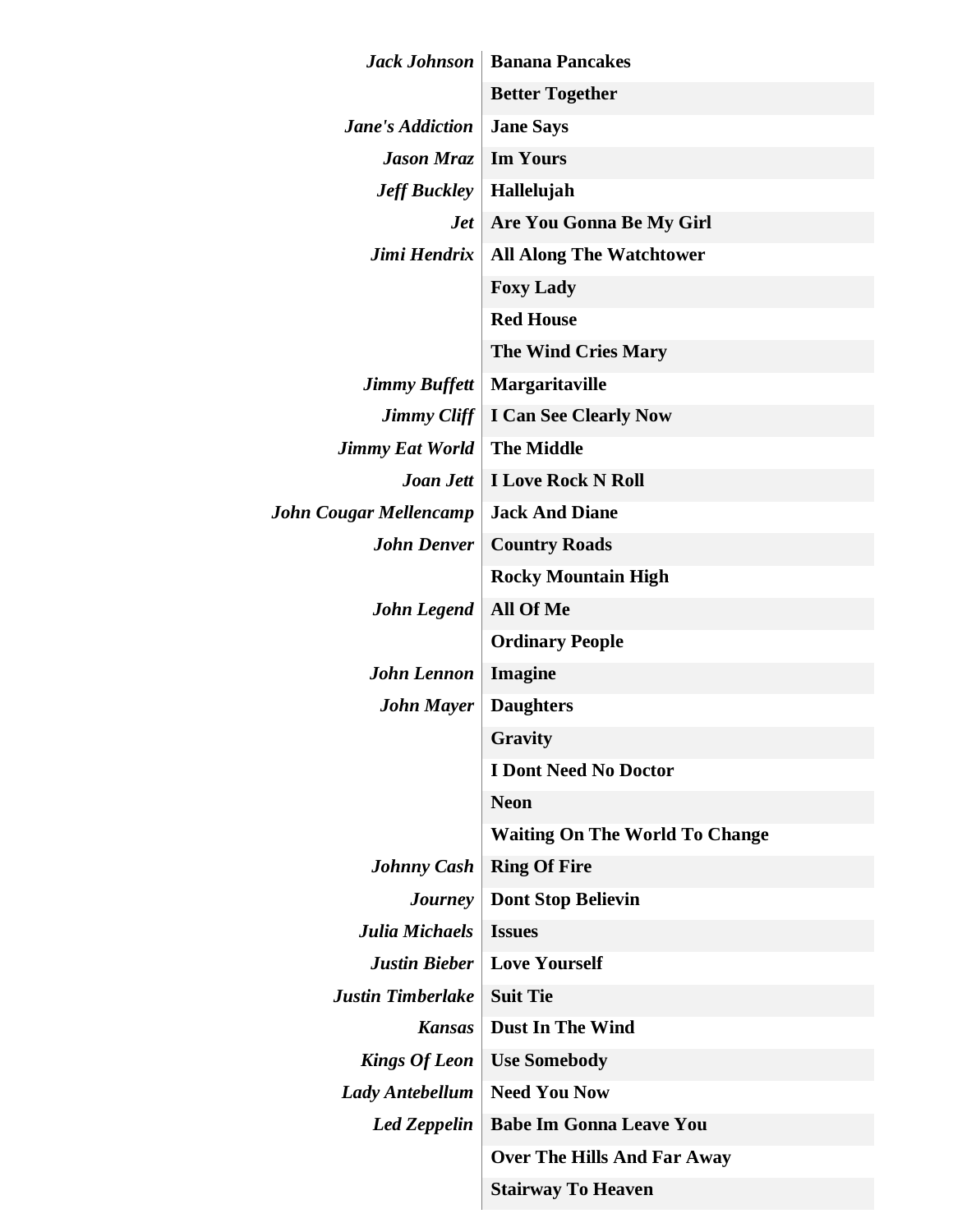| | |
|---|---|
| ***Jack Johnson*** | **Banana Pancakes** |
| | **Better Together** |
| ***Jane's Addiction*** | **Jane Says** |
| ***Jason Mraz*** | **Im Yours** |
| ***Jeff Buckley*** | **Hallelujah** |
| ***Jet*** | **Are You Gonna Be My Girl** |
| ***Jimi Hendrix*** | **All Along The Watchtower** |
| | **Foxy Lady** |
| | **Red House** |
| | **The Wind Cries Mary** |
| ***Jimmy Buffett*** | **Margaritaville** |
| ***Jimmy Cliff*** | **I Can See Clearly Now** |
| ***Jimmy Eat World*** | **The Middle** |
| ***Joan Jett*** | **I Love Rock N Roll** |
| ***John Cougar Mellencamp*** | **Jack And Diane** |
| ***John Denver*** | **Country Roads** |
| | **Rocky Mountain High** |
| ***John Legend*** | **All Of Me** |
| | **Ordinary People** |
| ***John Lennon*** | **Imagine** |
| ***John Mayer*** | **Daughters** |
| | **Gravity** |
| | **I Dont Need No Doctor** |
| | **Neon** |
| | **Waiting On The World To Change** |
| ***Johnny Cash*** | **Ring Of Fire** |
| ***Journey*** | **Dont Stop Believin** |
| ***Julia Michaels*** | **Issues** |
| ***Justin Bieber*** | **Love Yourself** |
| ***Justin Timberlake*** | **Suit Tie** |
| ***Kansas*** | **Dust In The Wind** |
| ***Kings Of Leon*** | **Use Somebody** |
| ***Lady Antebellum*** | **Need You Now** |
| ***Led Zeppelin*** | **Babe Im Gonna Leave You** |
| | **Over The Hills And Far Away** |
| | **Stairway To Heaven** |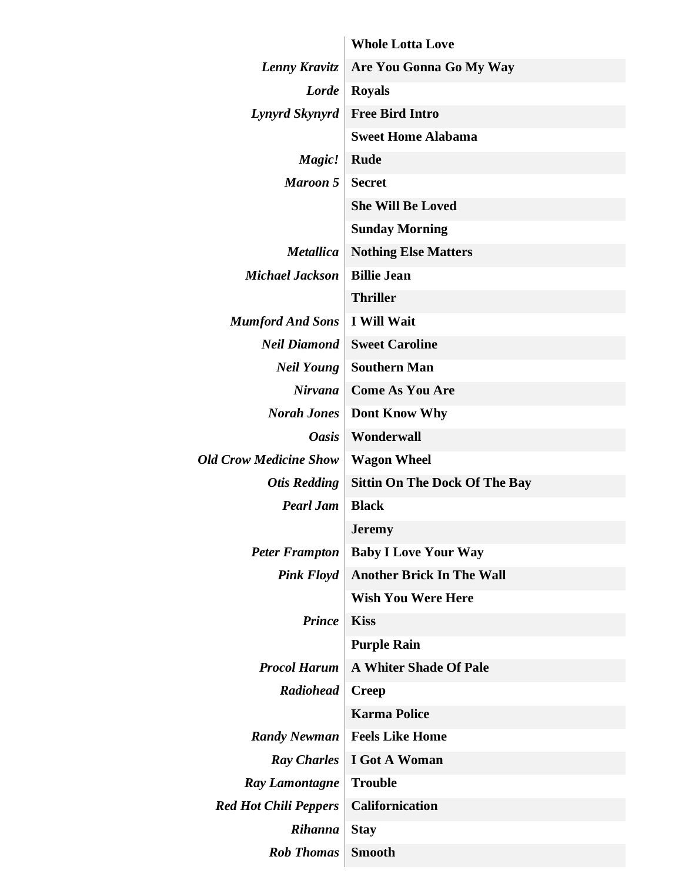| | |
|---|---|
| | **Whole Lotta Love** |
| ***Lenny Kravitz*** | **Are You Gonna Go My Way** |
| ***Lorde*** | **Royals** |
| ***Lynyrd Skynyrd*** | **Free Bird Intro** |
| | **Sweet Home Alabama** |
| ***Magic!*** | **Rude** |
| ***Maroon 5*** | **Secret** |
| | **She Will Be Loved** |
| | **Sunday Morning** |
| ***Metallica*** | **Nothing Else Matters** |
| ***Michael Jackson*** | **Billie Jean** |
| | **Thriller** |
| ***Mumford And Sons*** | **I Will Wait** |
| ***Neil Diamond*** | **Sweet Caroline** |
| ***Neil Young*** | **Southern Man** |
| ***Nirvana*** | **Come As You Are** |
| ***Norah Jones*** | **Dont Know Why** |
| ***Oasis*** | **Wonderwall** |
| ***Old Crow Medicine Show*** | **Wagon Wheel** |
| ***Otis Redding*** | **Sittin On The Dock Of The Bay** |
| ***Pearl Jam*** | **Black** |
| | **Jeremy** |
| ***Peter Frampton*** | **Baby I Love Your Way** |
| ***Pink Floyd*** | **Another Brick In The Wall** |
| | **Wish You Were Here** |
| ***Prince*** | **Kiss** |
| | **Purple Rain** |
| ***Procol Harum*** | **A Whiter Shade Of Pale** |
| ***Radiohead*** | **Creep** |
| | **Karma Police** |
| ***Randy Newman*** | **Feels Like Home** |
| ***Ray Charles*** | **I Got A Woman** |
| ***Ray Lamontagne*** | **Trouble** |
| ***Red Hot Chili Peppers*** | **Californication** |
| ***Rihanna*** | **Stay** |
| ***Rob Thomas*** | **Smooth** |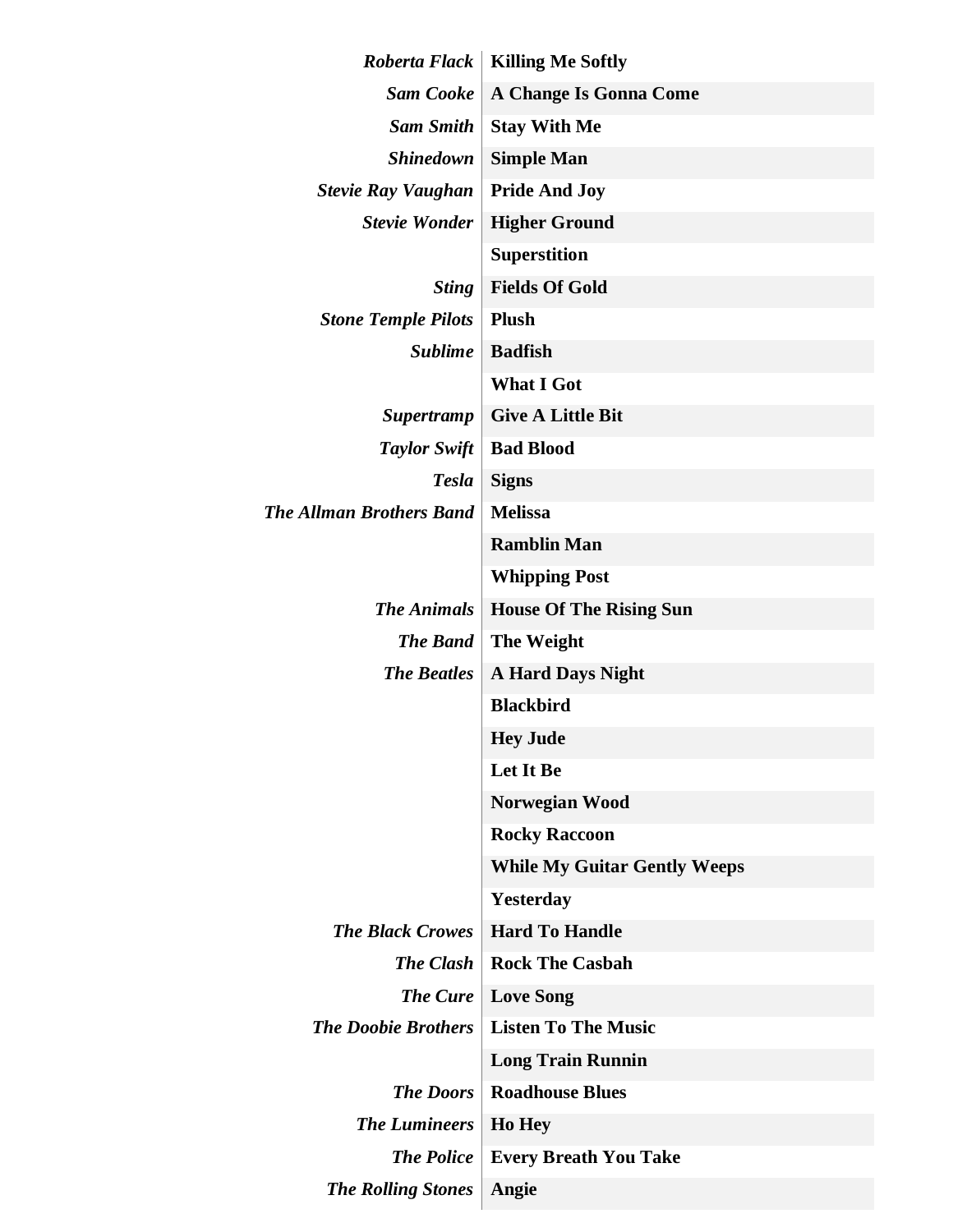| | |
|---|---|
| ***Roberta Flack*** | **Killing Me Softly** |
| ***Sam Cooke*** | **A Change Is Gonna Come** |
| ***Sam Smith*** | **Stay With Me** |
| ***Shinedown*** | **Simple Man** |
| ***Stevie Ray Vaughan*** | **Pride And Joy** |
| ***Stevie Wonder*** | **Higher Ground** |
| | **Superstition** |
| ***Sting*** | **Fields Of Gold** |
| ***Stone Temple Pilots*** | **Plush** |
| ***Sublime*** | **Badfish** |
| | **What I Got** |
| ***Supertramp*** | **Give A Little Bit** |
| ***Taylor Swift*** | **Bad Blood** |
| ***Tesla*** | **Signs** |
| ***The Allman Brothers Band*** | **Melissa** |
| | **Ramblin Man** |
| | **Whipping Post** |
| ***The Animals*** | **House Of The Rising Sun** |
| ***The Band*** | **The Weight** |
| ***The Beatles*** | **A Hard Days Night** |
| | **Blackbird** |
| | **Hey Jude** |
| | **Let It Be** |
| | **Norwegian Wood** |
| | **Rocky Raccoon** |
| | **While My Guitar Gently Weeps** |
| | **Yesterday** |
| ***The Black Crowes*** | **Hard To Handle** |
| ***The Clash*** | **Rock The Casbah** |
| ***The Cure*** | **Love Song** |
| ***The Doobie Brothers*** | **Listen To The Music** |
| | **Long Train Runnin** |
| ***The Doors*** | **Roadhouse Blues** |
| ***The Lumineers*** | **Ho Hey** |
| ***The Police*** | **Every Breath You Take** |
| ***The Rolling Stones*** | **Angie** |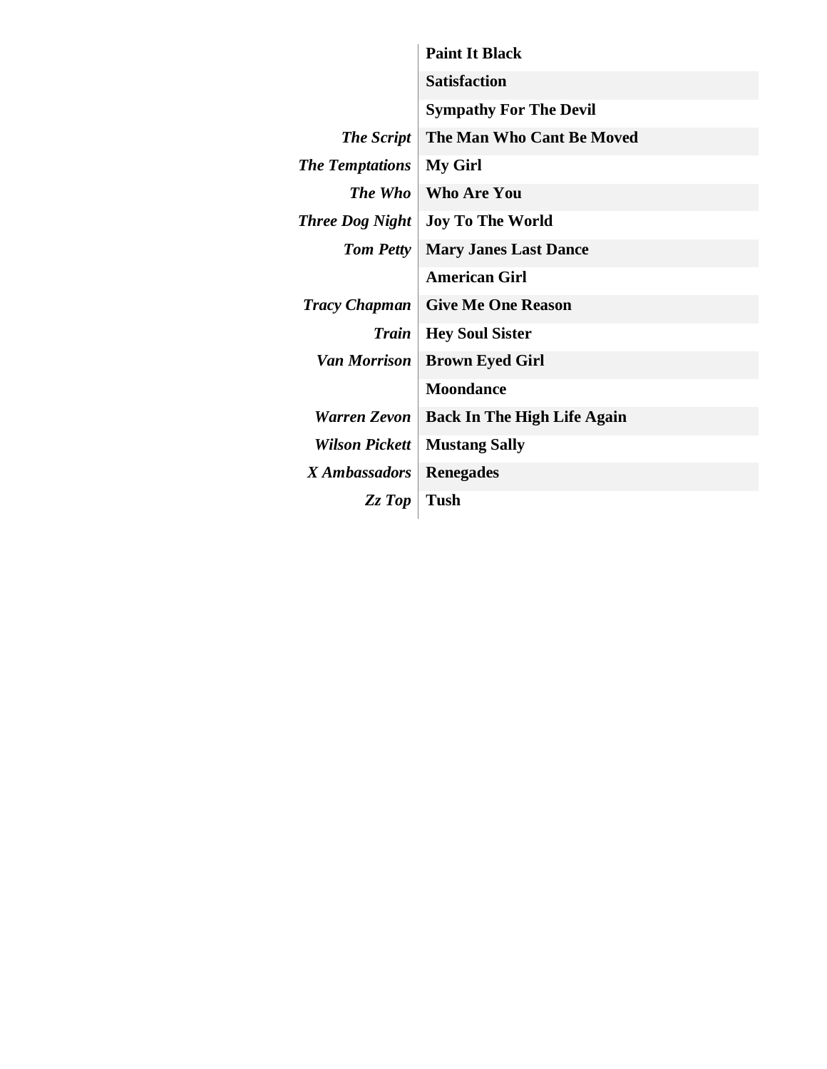| | |
|---|---|
| | **Paint It Black** |
| | **Satisfaction** |
| | **Sympathy For The Devil** |
| ***The Script*** | **The Man Who Cant Be Moved** |
| ***The Temptations*** | **My Girl** |
| ***The Who*** | **Who Are You** |
| ***Three Dog Night*** | **Joy To The World** |
| ***Tom Petty*** | **Mary Janes Last Dance** |
| | **American Girl** |
| ***Tracy Chapman*** | **Give Me One Reason** |
| ***Train*** | **Hey Soul Sister** |
| ***Van Morrison*** | **Brown Eyed Girl** |
| | **Moondance** |
| ***Warren Zevon*** | **Back In The High Life Again** |
| ***Wilson Pickett*** | **Mustang Sally** |
| ***X Ambassadors*** | **Renegades** |
| ***Zz Top*** | **Tush** |